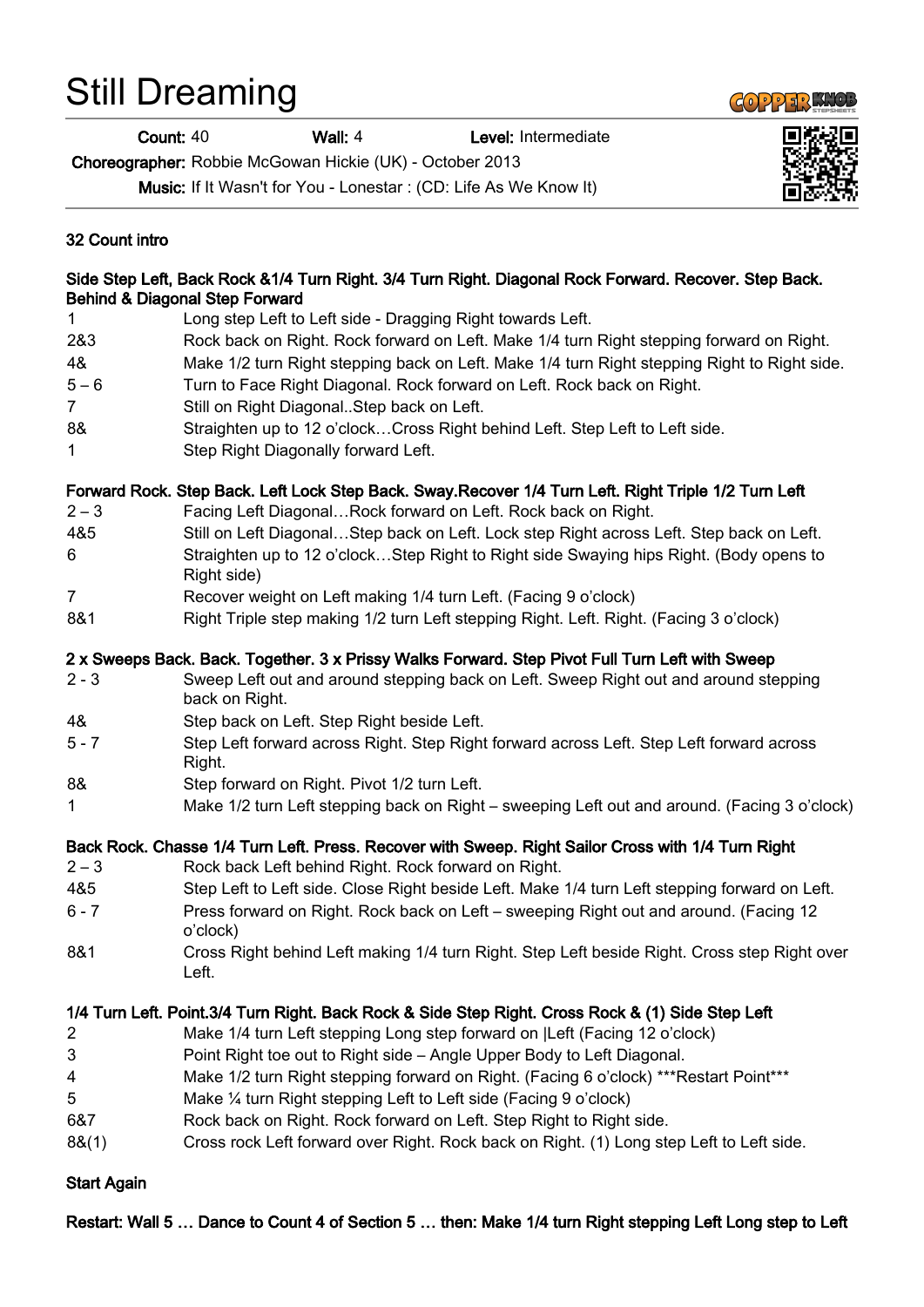# Still Dreaming

**Count:** 40 **Wall:** 4 **Level:** Intermediate

**Choreographer:** Robbie McGowan Hickie (UK) - October 2013

**Music:** If It Wasn't for You - Lonestar : (CD: Life As We Know It)

**32 Count intro**

**Side Step Left, Back Rock &1/4 Turn Right. 3/4 Turn Right. Diagonal Rock Forward. Recover. Step Back. Behind & Diagonal Step Forward**

| | |
|---|---|
| 1 | Long step Left to Left side - Dragging Right towards Left. |
| 2&3 | Rock back on Right. Rock forward on Left. Make 1/4 turn Right stepping forward on Right. |
| 4& | Make 1/2 turn Right stepping back on Left. Make 1/4 turn Right stepping Right to Right side. |
| 5 – 6 | Turn to Face Right Diagonal. Rock forward on Left. Rock back on Right. |
| 7 | Still on Right Diagonal..Step back on Left. |
| 8& | Straighten up to 12 o'clock…Cross Right behind Left. Step Left to Left side. |
| 1 | Step Right Diagonally forward Left. |

**Forward Rock. Step Back. Left Lock Step Back. Sway.Recover 1/4 Turn Left. Right Triple 1/2 Turn Left**

| | |
|---|---|
| 2 – 3 | Facing Left Diagonal…Rock forward on Left. Rock back on Right. |
| 4&5 | Still on Left Diagonal…Step back on Left. Lock step Right across Left. Step back on Left. |
| 6 | Straighten up to 12 o'clock…Step Right to Right side Swaying hips Right. (Body opens to Right side) |
| 7 | Recover weight on Left making 1/4 turn Left. (Facing 9 o'clock) |
| 8&1 | Right Triple step making 1/2 turn Left stepping Right. Left. Right. (Facing 3 o'clock) |

**2 x Sweeps Back. Back. Together. 3 x Prissy Walks Forward. Step Pivot Full Turn Left with Sweep**

| | |
|---|---|
| 2 - 3 | Sweep Left out and around stepping back on Left. Sweep Right out and around stepping back on Right. |
| 4& | Step back on Left. Step Right beside Left. |
| 5 - 7 | Step Left forward across Right. Step Right forward across Left. Step Left forward across Right. |
| 8& | Step forward on Right. Pivot 1/2 turn Left. |
| 1 | Make 1/2 turn Left stepping back on Right – sweeping Left out and around. (Facing 3 o'clock) |

**Back Rock. Chasse 1/4 Turn Left. Press. Recover with Sweep. Right Sailor Cross with 1/4 Turn Right**

| | |
|---|---|
| 2 – 3 | Rock back Left behind Right. Rock forward on Right. |
| 4&5 | Step Left to Left side. Close Right beside Left. Make 1/4 turn Left stepping forward on Left. |
| 6 - 7 | Press forward on Right. Rock back on Left – sweeping Right out and around. (Facing 12 o'clock) |
| 8&1 | Cross Right behind Left making 1/4 turn Right. Step Left beside Right. Cross step Right over Left. |

**1/4 Turn Left. Point.3/4 Turn Right. Back Rock & Side Step Right. Cross Rock & (1) Side Step Left**

| | |
|---|---|
| 2 | Make 1/4 turn Left stepping Long step forward on \|Left (Facing 12 o'clock) |
| 3 | Point Right toe out to Right side – Angle Upper Body to Left Diagonal. |
| 4 | Make 1/2 turn Right stepping forward on Right. (Facing 6 o'clock) ***Restart Point*** |
| 5 | Make ¼ turn Right stepping Left to Left side (Facing 9 o'clock) |
| 6&7 | Rock back on Right. Rock forward on Left. Step Right to Right side. |
| 8&(1) | Cross rock Left forward over Right. Rock back on Right. (1) Long step Left to Left side. |

**Start Again**

**Restart: Wall 5 … Dance to Count 4 of Section 5 … then: Make 1/4 turn Right stepping Left Long step to Left**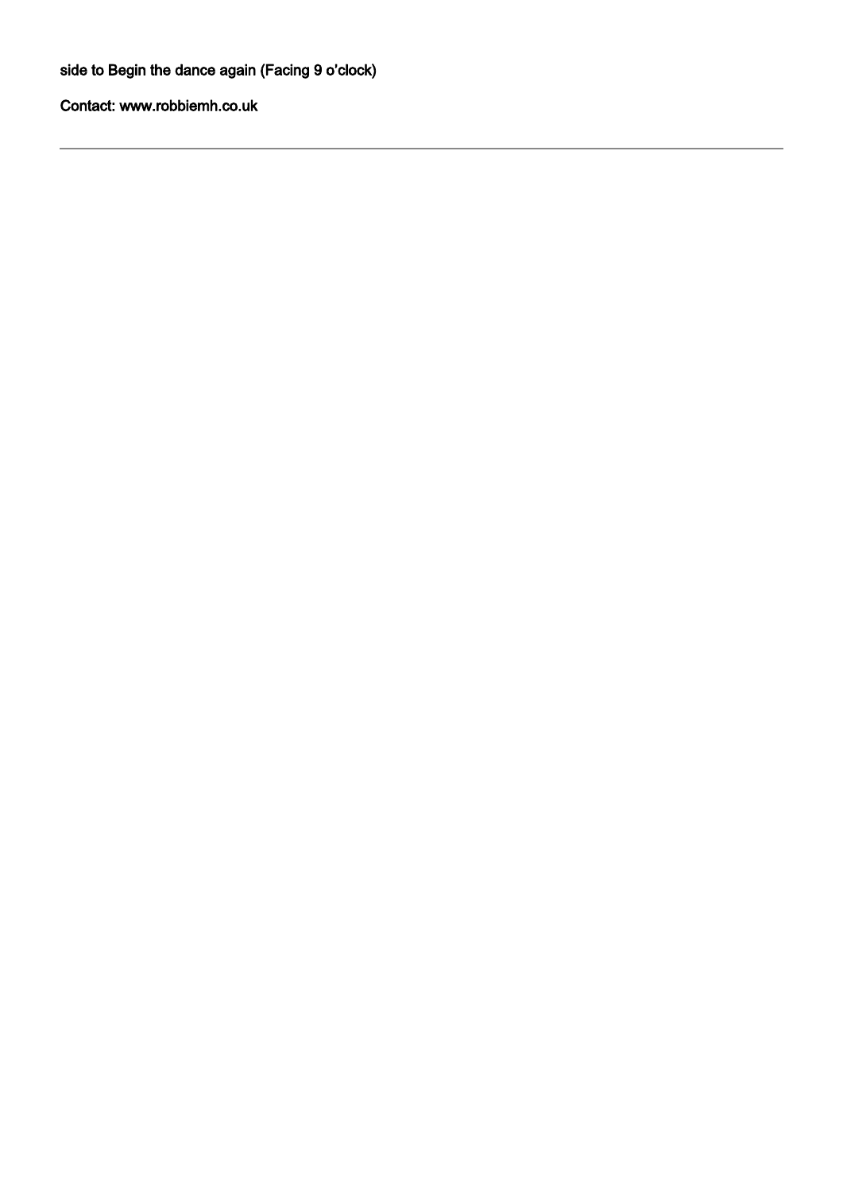**side to Begin the dance again (Facing 9 o'clock)**

**Contact: www.robbiemh.co.uk**

---